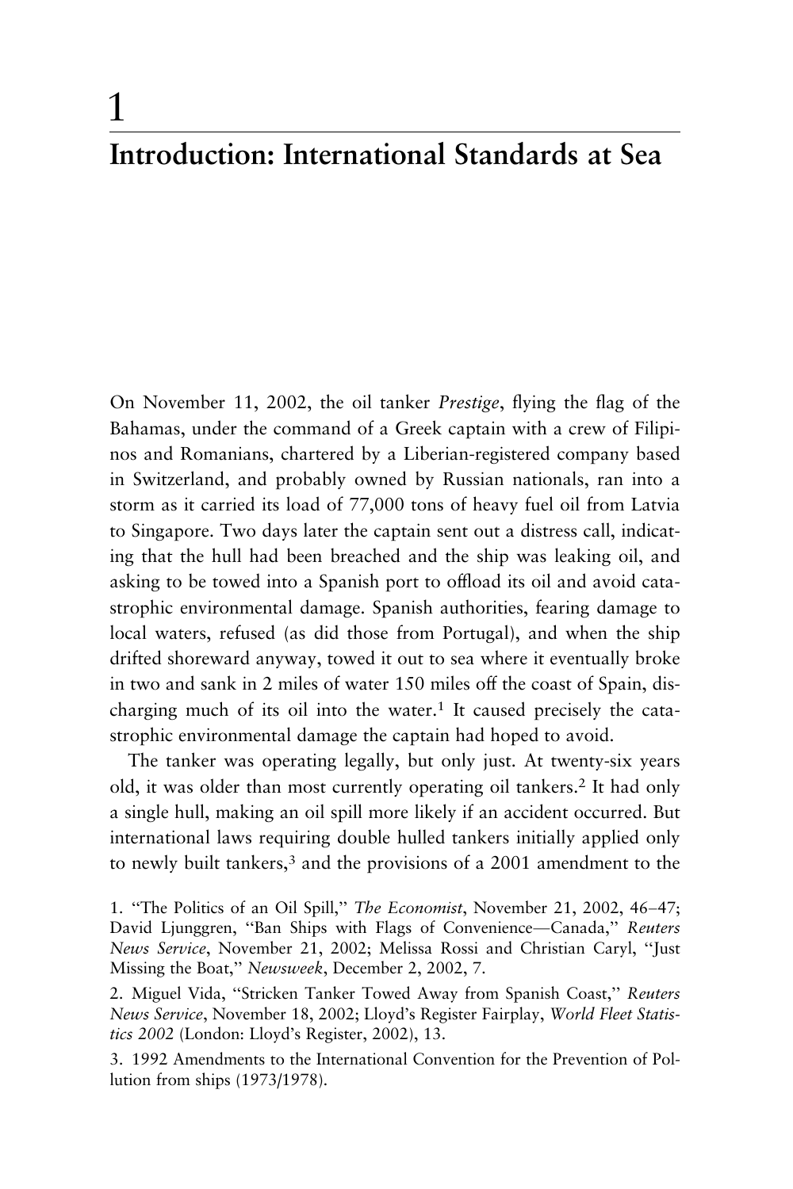# 1

# Introduction: International Standards at Sea

On November 11, 2002, the oil tanker *Prestige*, flying the flag of the Bahamas, under the command of a Greek captain with a crew of Filipinos and Romanians, chartered by a Liberian-registered company based in Switzerland, and probably owned by Russian nationals, ran into a storm as it carried its load of 77,000 tons of heavy fuel oil from Latvia to Singapore. Two days later the captain sent out a distress call, indicating that the hull had been breached and the ship was leaking oil, and asking to be towed into a Spanish port to offload its oil and avoid catastrophic environmental damage. Spanish authorities, fearing damage to local waters, refused (as did those from Portugal), and when the ship drifted shoreward anyway, towed it out to sea where it eventually broke in two and sank in 2 miles of water 150 miles off the coast of Spain, discharging much of its oil into the water.[1] It caused precisely the catastrophic environmental damage the captain had hoped to avoid.

The tanker was operating legally, but only just. At twenty-six years old, it was older than most currently operating oil tankers.[2] It had only a single hull, making an oil spill more likely if an accident occurred. But international laws requiring double hulled tankers initially applied only to newly built tankers,[3] and the provisions of a 2001 amendment to the

1. "The Politics of an Oil Spill," *The Economist*, November 21, 2002, 46–47; David Ljunggren, "Ban Ships with Flags of Convenience—Canada," *Reuters News Service*, November 21, 2002; Melissa Rossi and Christian Caryl, "Just Missing the Boat," *Newsweek*, December 2, 2002, 7.

2. Miguel Vida, "Stricken Tanker Towed Away from Spanish Coast," *Reuters News Service*, November 18, 2002; Lloyd's Register Fairplay, *World Fleet Statistics 2002* (London: Lloyd's Register, 2002), 13.

3. 1992 Amendments to the International Convention for the Prevention of Pollution from ships (1973/1978).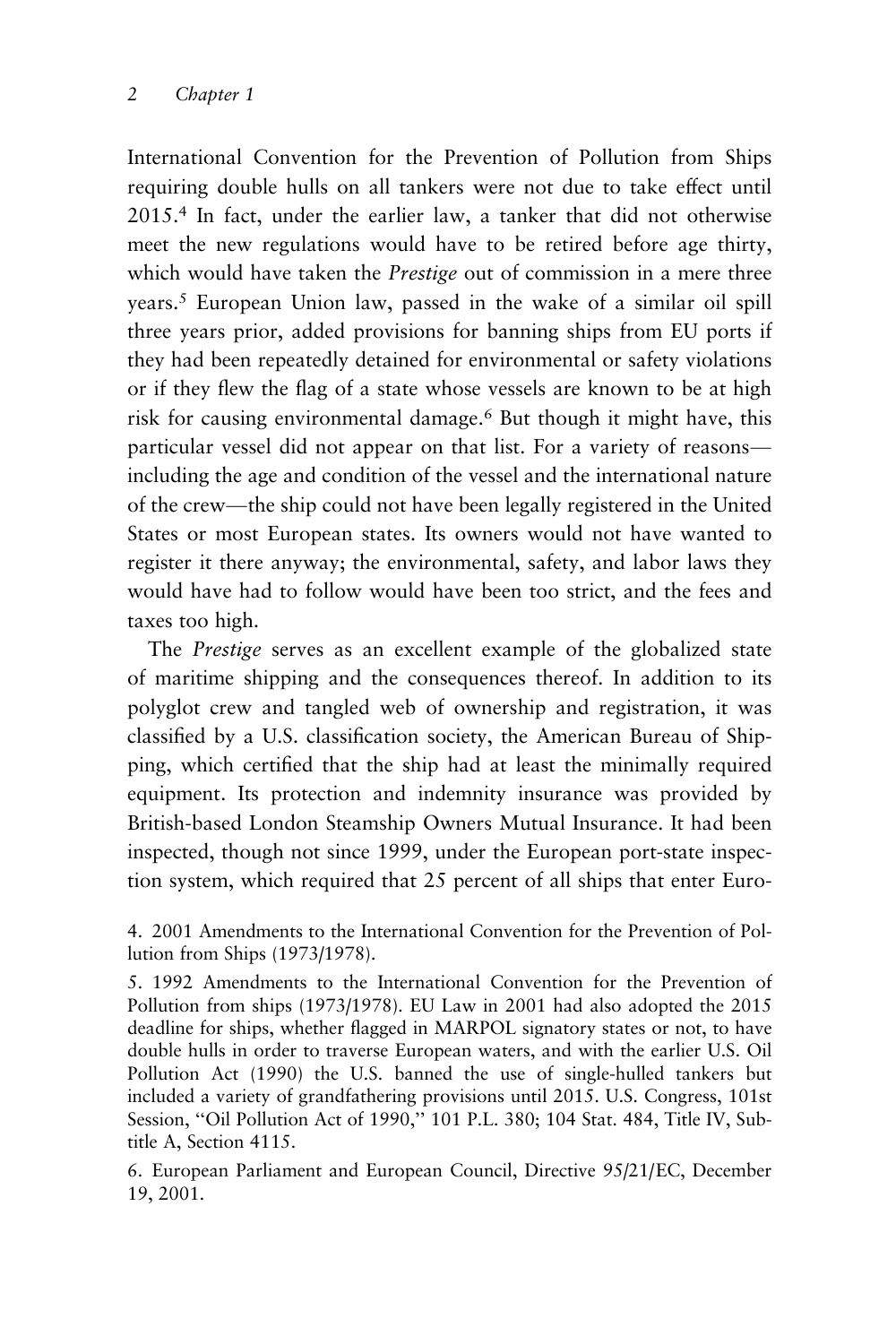International Convention for the Prevention of Pollution from Ships requiring double hulls on all tankers were not due to take effect until 2015.[4] In fact, under the earlier law, a tanker that did not otherwise meet the new regulations would have to be retired before age thirty, which would have taken the *Prestige* out of commission in a mere three years.[5] European Union law, passed in the wake of a similar oil spill three years prior, added provisions for banning ships from EU ports if they had been repeatedly detained for environmental or safety violations or if they flew the flag of a state whose vessels are known to be at high risk for causing environmental damage.[6] But though it might have, this particular vessel did not appear on that list. For a variety of reasons—including the age and condition of the vessel and the international nature of the crew—the ship could not have been legally registered in the United States or most European states. Its owners would not have wanted to register it there anyway; the environmental, safety, and labor laws they would have had to follow would have been too strict, and the fees and taxes too high.

The *Prestige* serves as an excellent example of the globalized state of maritime shipping and the consequences thereof. In addition to its polyglot crew and tangled web of ownership and registration, it was classified by a U.S. classification society, the American Bureau of Shipping, which certified that the ship had at least the minimally required equipment. Its protection and indemnity insurance was provided by British-based London Steamship Owners Mutual Insurance. It had been inspected, though not since 1999, under the European port-state inspection system, which required that 25 percent of all ships that enter Euro-

4. 2001 Amendments to the International Convention for the Prevention of Pollution from Ships (1973/1978).

5. 1992 Amendments to the International Convention for the Prevention of Pollution from ships (1973/1978). EU Law in 2001 had also adopted the 2015 deadline for ships, whether flagged in MARPOL signatory states or not, to have double hulls in order to traverse European waters, and with the earlier U.S. Oil Pollution Act (1990) the U.S. banned the use of single-hulled tankers but included a variety of grandfathering provisions until 2015. U.S. Congress, 101st Session, "Oil Pollution Act of 1990," 101 P.L. 380; 104 Stat. 484, Title IV, Subtitle A, Section 4115.

6. European Parliament and European Council, Directive 95/21/EC, December 19, 2001.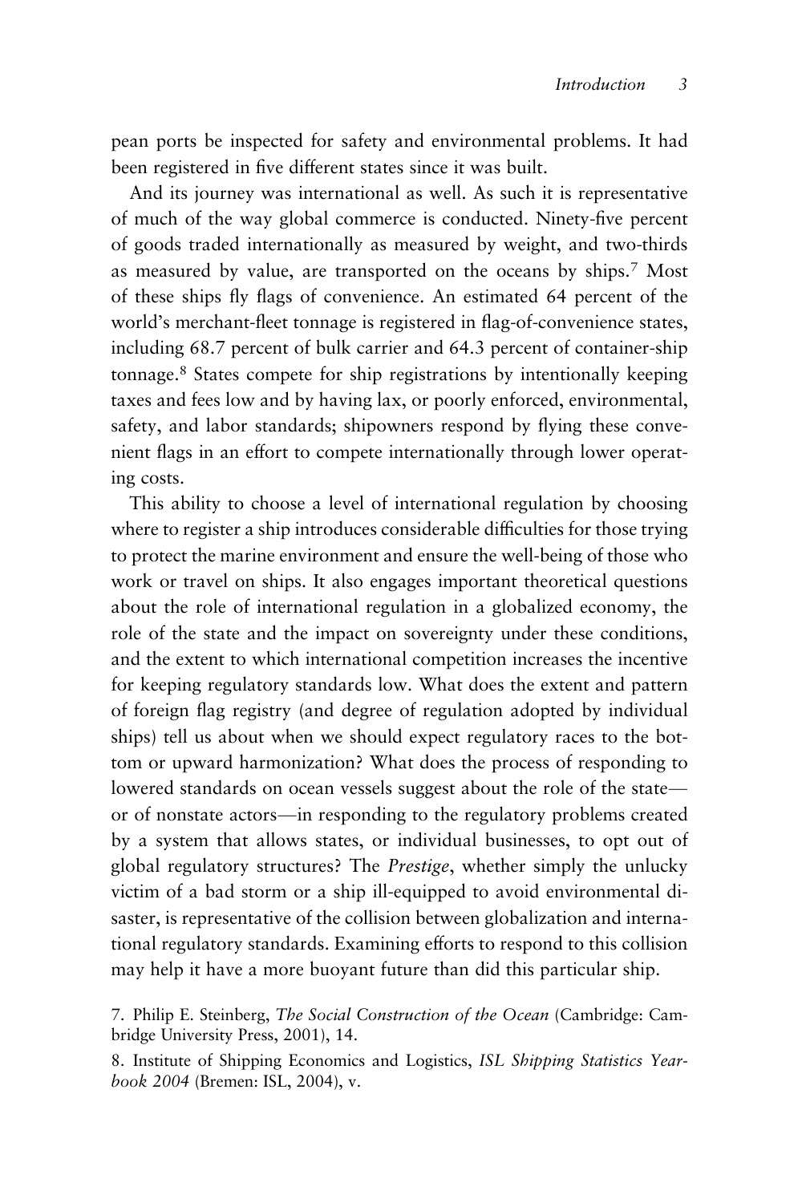pean ports be inspected for safety and environmental problems. It had been registered in five different states since it was built.

And its journey was international as well. As such it is representative of much of the way global commerce is conducted. Ninety-five percent of goods traded internationally as measured by weight, and two-thirds as measured by value, are transported on the oceans by ships.[7] Most of these ships fly flags of convenience. An estimated 64 percent of the world's merchant-fleet tonnage is registered in flag-of-convenience states, including 68.7 percent of bulk carrier and 64.3 percent of container-ship tonnage.[8] States compete for ship registrations by intentionally keeping taxes and fees low and by having lax, or poorly enforced, environmental, safety, and labor standards; shipowners respond by flying these convenient flags in an effort to compete internationally through lower operating costs.

This ability to choose a level of international regulation by choosing where to register a ship introduces considerable difficulties for those trying to protect the marine environment and ensure the well-being of those who work or travel on ships. It also engages important theoretical questions about the role of international regulation in a globalized economy, the role of the state and the impact on sovereignty under these conditions, and the extent to which international competition increases the incentive for keeping regulatory standards low. What does the extent and pattern of foreign flag registry (and degree of regulation adopted by individual ships) tell us about when we should expect regulatory races to the bottom or upward harmonization? What does the process of responding to lowered standards on ocean vessels suggest about the role of the state—or of nonstate actors—in responding to the regulatory problems created by a system that allows states, or individual businesses, to opt out of global regulatory structures? The *Prestige*, whether simply the unlucky victim of a bad storm or a ship ill-equipped to avoid environmental disaster, is representative of the collision between globalization and international regulatory standards. Examining efforts to respond to this collision may help it have a more buoyant future than did this particular ship.

7. Philip E. Steinberg, *The Social Construction of the Ocean* (Cambridge: Cambridge University Press, 2001), 14.

8. Institute of Shipping Economics and Logistics, *ISL Shipping Statistics Yearbook 2004* (Bremen: ISL, 2004), v.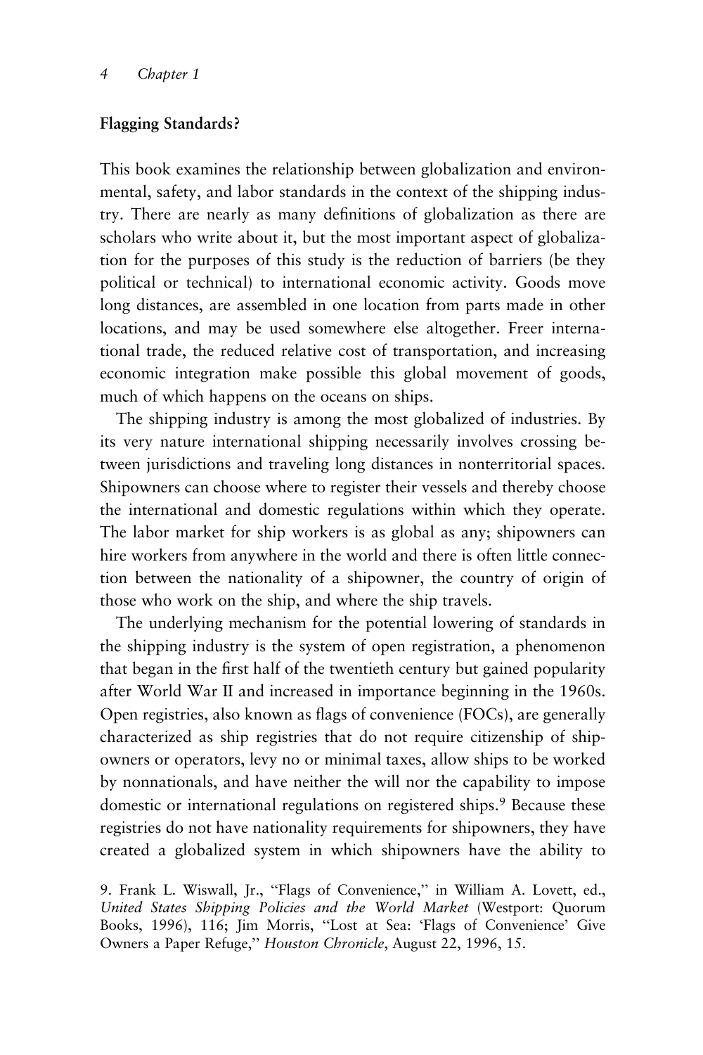## Flagging Standards?

This book examines the relationship between globalization and environmental, safety, and labor standards in the context of the shipping industry. There are nearly as many definitions of globalization as there are scholars who write about it, but the most important aspect of globalization for the purposes of this study is the reduction of barriers (be they political or technical) to international economic activity. Goods move long distances, are assembled in one location from parts made in other locations, and may be used somewhere else altogether. Freer international trade, the reduced relative cost of transportation, and increasing economic integration make possible this global movement of goods, much of which happens on the oceans on ships.

The shipping industry is among the most globalized of industries. By its very nature international shipping necessarily involves crossing between jurisdictions and traveling long distances in nonterritorial spaces. Shipowners can choose where to register their vessels and thereby choose the international and domestic regulations within which they operate. The labor market for ship workers is as global as any; shipowners can hire workers from anywhere in the world and there is often little connection between the nationality of a shipowner, the country of origin of those who work on the ship, and where the ship travels.

The underlying mechanism for the potential lowering of standards in the shipping industry is the system of open registration, a phenomenon that began in the first half of the twentieth century but gained popularity after World War II and increased in importance beginning in the 1960s. Open registries, also known as flags of convenience (FOCs), are generally characterized as ship registries that do not require citizenship of shipowners or operators, levy no or minimal taxes, allow ships to be worked by nonnationals, and have neither the will nor the capability to impose domestic or international regulations on registered ships.[9] Because these registries do not have nationality requirements for shipowners, they have created a globalized system in which shipowners have the ability to

9. Frank L. Wiswall, Jr., "Flags of Convenience," in William A. Lovett, ed., *United States Shipping Policies and the World Market* (Westport: Quorum Books, 1996), 116; Jim Morris, "Lost at Sea: 'Flags of Convenience' Give Owners a Paper Refuge," *Houston Chronicle*, August 22, 1996, 15.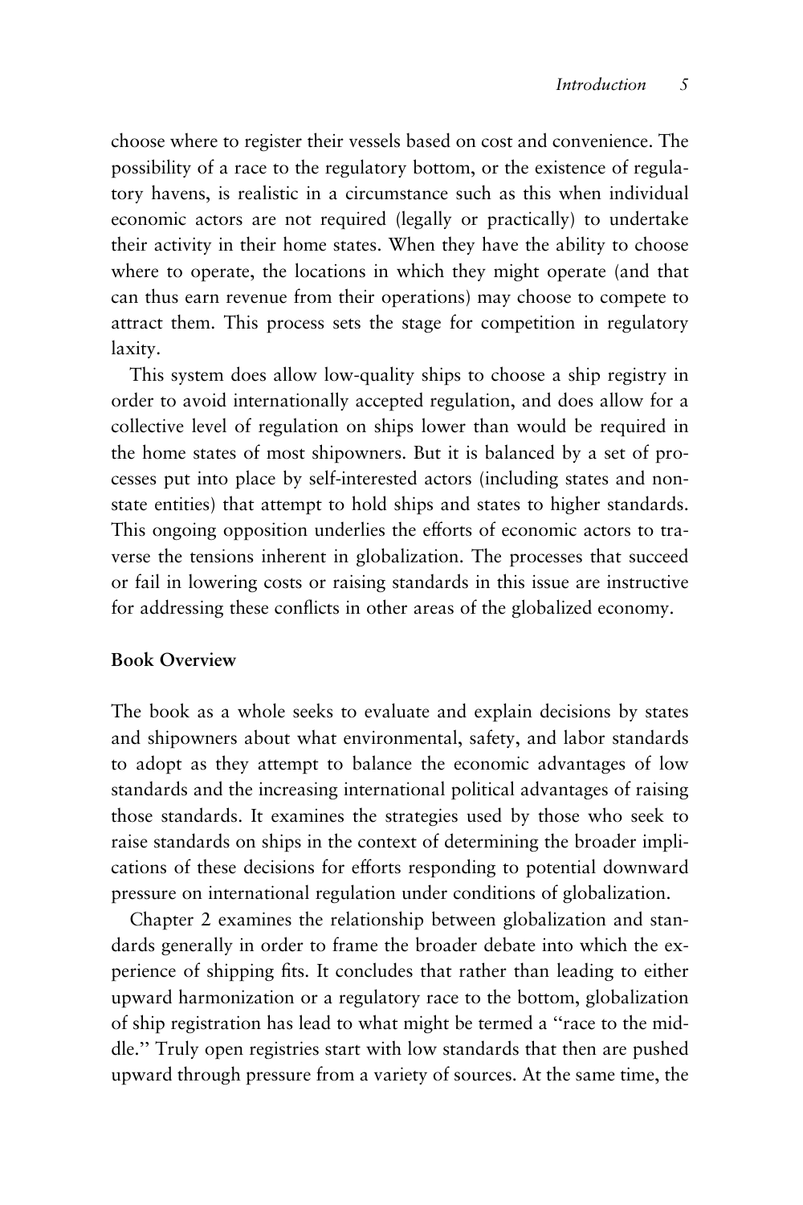choose where to register their vessels based on cost and convenience. The possibility of a race to the regulatory bottom, or the existence of regulatory havens, is realistic in a circumstance such as this when individual economic actors are not required (legally or practically) to undertake their activity in their home states. When they have the ability to choose where to operate, the locations in which they might operate (and that can thus earn revenue from their operations) may choose to compete to attract them. This process sets the stage for competition in regulatory laxity.

This system does allow low-quality ships to choose a ship registry in order to avoid internationally accepted regulation, and does allow for a collective level of regulation on ships lower than would be required in the home states of most shipowners. But it is balanced by a set of processes put into place by self-interested actors (including states and nonstate entities) that attempt to hold ships and states to higher standards. This ongoing opposition underlies the efforts of economic actors to traverse the tensions inherent in globalization. The processes that succeed or fail in lowering costs or raising standards in this issue are instructive for addressing these conflicts in other areas of the globalized economy.

## Book Overview

The book as a whole seeks to evaluate and explain decisions by states and shipowners about what environmental, safety, and labor standards to adopt as they attempt to balance the economic advantages of low standards and the increasing international political advantages of raising those standards. It examines the strategies used by those who seek to raise standards on ships in the context of determining the broader implications of these decisions for efforts responding to potential downward pressure on international regulation under conditions of globalization.

Chapter 2 examines the relationship between globalization and standards generally in order to frame the broader debate into which the experience of shipping fits. It concludes that rather than leading to either upward harmonization or a regulatory race to the bottom, globalization of ship registration has lead to what might be termed a "race to the middle." Truly open registries start with low standards that then are pushed upward through pressure from a variety of sources. At the same time, the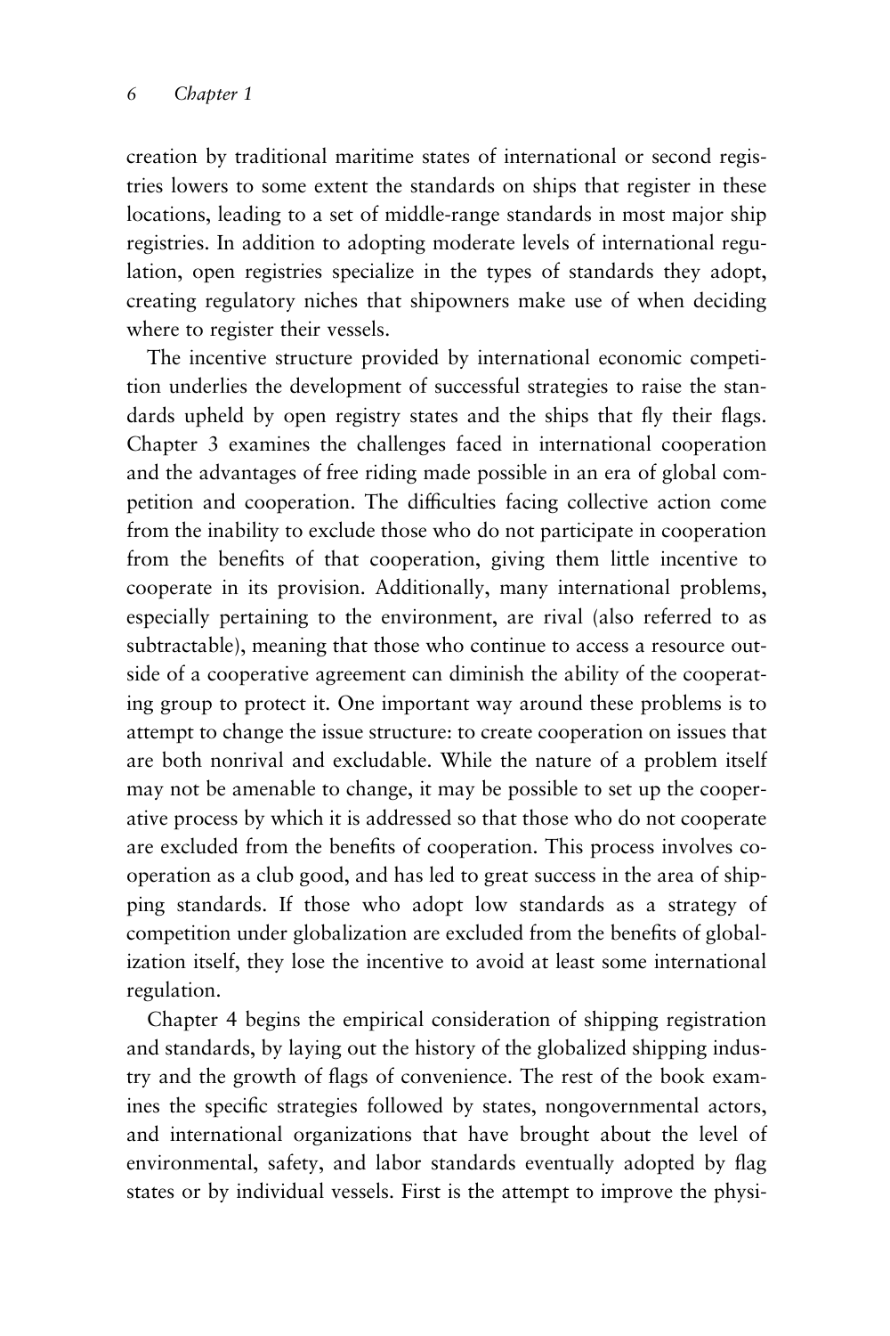creation by traditional maritime states of international or second registries lowers to some extent the standards on ships that register in these locations, leading to a set of middle-range standards in most major ship registries. In addition to adopting moderate levels of international regulation, open registries specialize in the types of standards they adopt, creating regulatory niches that shipowners make use of when deciding where to register their vessels.

The incentive structure provided by international economic competition underlies the development of successful strategies to raise the standards upheld by open registry states and the ships that fly their flags. Chapter 3 examines the challenges faced in international cooperation and the advantages of free riding made possible in an era of global competition and cooperation. The difficulties facing collective action come from the inability to exclude those who do not participate in cooperation from the benefits of that cooperation, giving them little incentive to cooperate in its provision. Additionally, many international problems, especially pertaining to the environment, are rival (also referred to as subtractable), meaning that those who continue to access a resource outside of a cooperative agreement can diminish the ability of the cooperating group to protect it. One important way around these problems is to attempt to change the issue structure: to create cooperation on issues that are both nonrival and excludable. While the nature of a problem itself may not be amenable to change, it may be possible to set up the cooperative process by which it is addressed so that those who do not cooperate are excluded from the benefits of cooperation. This process involves cooperation as a club good, and has led to great success in the area of shipping standards. If those who adopt low standards as a strategy of competition under globalization are excluded from the benefits of globalization itself, they lose the incentive to avoid at least some international regulation.

Chapter 4 begins the empirical consideration of shipping registration and standards, by laying out the history of the globalized shipping industry and the growth of flags of convenience. The rest of the book examines the specific strategies followed by states, nongovernmental actors, and international organizations that have brought about the level of environmental, safety, and labor standards eventually adopted by flag states or by individual vessels. First is the attempt to improve the physi-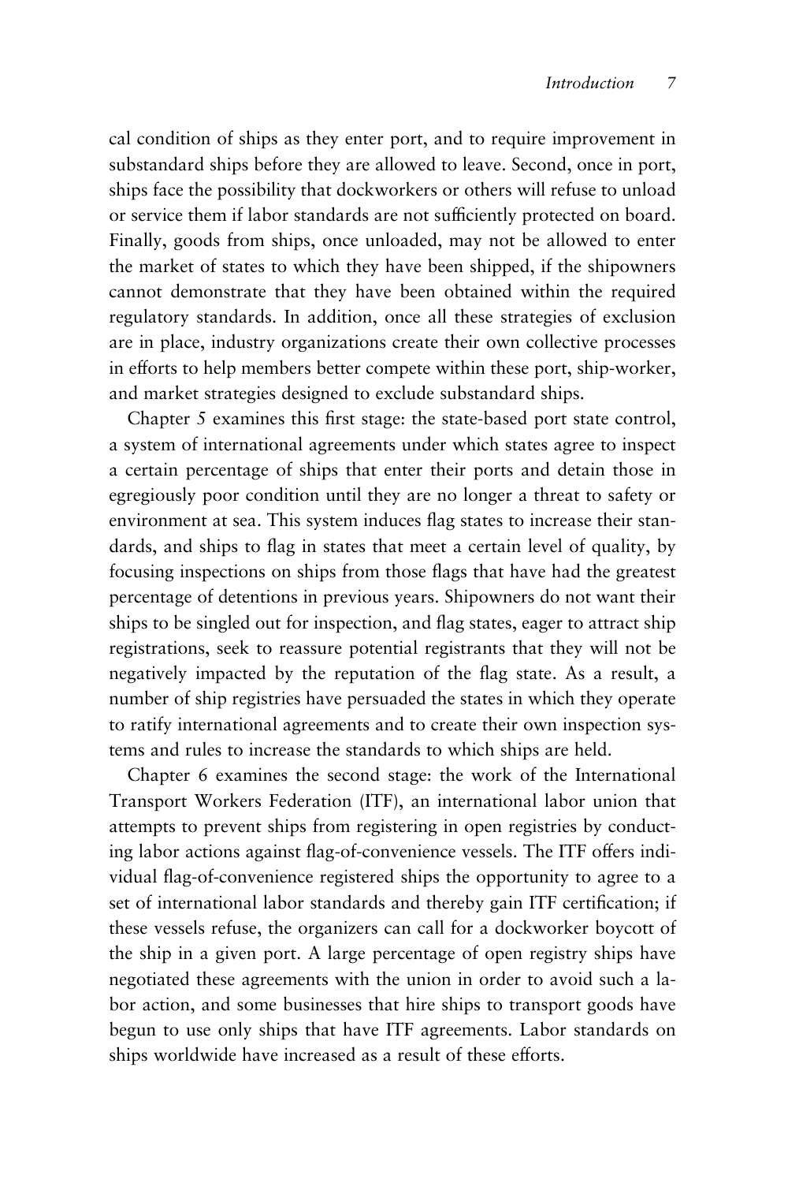cal condition of ships as they enter port, and to require improvement in substandard ships before they are allowed to leave. Second, once in port, ships face the possibility that dockworkers or others will refuse to unload or service them if labor standards are not sufficiently protected on board. Finally, goods from ships, once unloaded, may not be allowed to enter the market of states to which they have been shipped, if the shipowners cannot demonstrate that they have been obtained within the required regulatory standards. In addition, once all these strategies of exclusion are in place, industry organizations create their own collective processes in efforts to help members better compete within these port, ship-worker, and market strategies designed to exclude substandard ships.

Chapter 5 examines this first stage: the state-based port state control, a system of international agreements under which states agree to inspect a certain percentage of ships that enter their ports and detain those in egregiously poor condition until they are no longer a threat to safety or environment at sea. This system induces flag states to increase their standards, and ships to flag in states that meet a certain level of quality, by focusing inspections on ships from those flags that have had the greatest percentage of detentions in previous years. Shipowners do not want their ships to be singled out for inspection, and flag states, eager to attract ship registrations, seek to reassure potential registrants that they will not be negatively impacted by the reputation of the flag state. As a result, a number of ship registries have persuaded the states in which they operate to ratify international agreements and to create their own inspection systems and rules to increase the standards to which ships are held.

Chapter 6 examines the second stage: the work of the International Transport Workers Federation (ITF), an international labor union that attempts to prevent ships from registering in open registries by conducting labor actions against flag-of-convenience vessels. The ITF offers individual flag-of-convenience registered ships the opportunity to agree to a set of international labor standards and thereby gain ITF certification; if these vessels refuse, the organizers can call for a dockworker boycott of the ship in a given port. A large percentage of open registry ships have negotiated these agreements with the union in order to avoid such a labor action, and some businesses that hire ships to transport goods have begun to use only ships that have ITF agreements. Labor standards on ships worldwide have increased as a result of these efforts.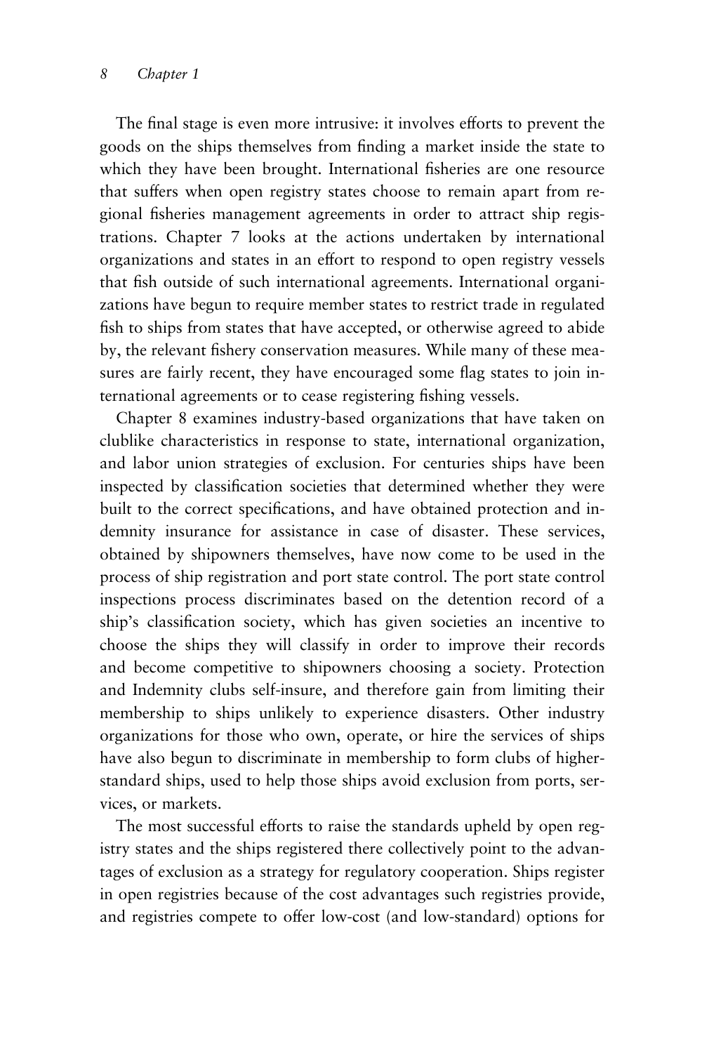The final stage is even more intrusive: it involves efforts to prevent the goods on the ships themselves from finding a market inside the state to which they have been brought. International fisheries are one resource that suffers when open registry states choose to remain apart from regional fisheries management agreements in order to attract ship registrations. Chapter 7 looks at the actions undertaken by international organizations and states in an effort to respond to open registry vessels that fish outside of such international agreements. International organizations have begun to require member states to restrict trade in regulated fish to ships from states that have accepted, or otherwise agreed to abide by, the relevant fishery conservation measures. While many of these measures are fairly recent, they have encouraged some flag states to join international agreements or to cease registering fishing vessels.

Chapter 8 examines industry-based organizations that have taken on clublike characteristics in response to state, international organization, and labor union strategies of exclusion. For centuries ships have been inspected by classification societies that determined whether they were built to the correct specifications, and have obtained protection and indemnity insurance for assistance in case of disaster. These services, obtained by shipowners themselves, have now come to be used in the process of ship registration and port state control. The port state control inspections process discriminates based on the detention record of a ship's classification society, which has given societies an incentive to choose the ships they will classify in order to improve their records and become competitive to shipowners choosing a society. Protection and Indemnity clubs self-insure, and therefore gain from limiting their membership to ships unlikely to experience disasters. Other industry organizations for those who own, operate, or hire the services of ships have also begun to discriminate in membership to form clubs of higher-standard ships, used to help those ships avoid exclusion from ports, services, or markets.

The most successful efforts to raise the standards upheld by open registry states and the ships registered there collectively point to the advantages of exclusion as a strategy for regulatory cooperation. Ships register in open registries because of the cost advantages such registries provide, and registries compete to offer low-cost (and low-standard) options for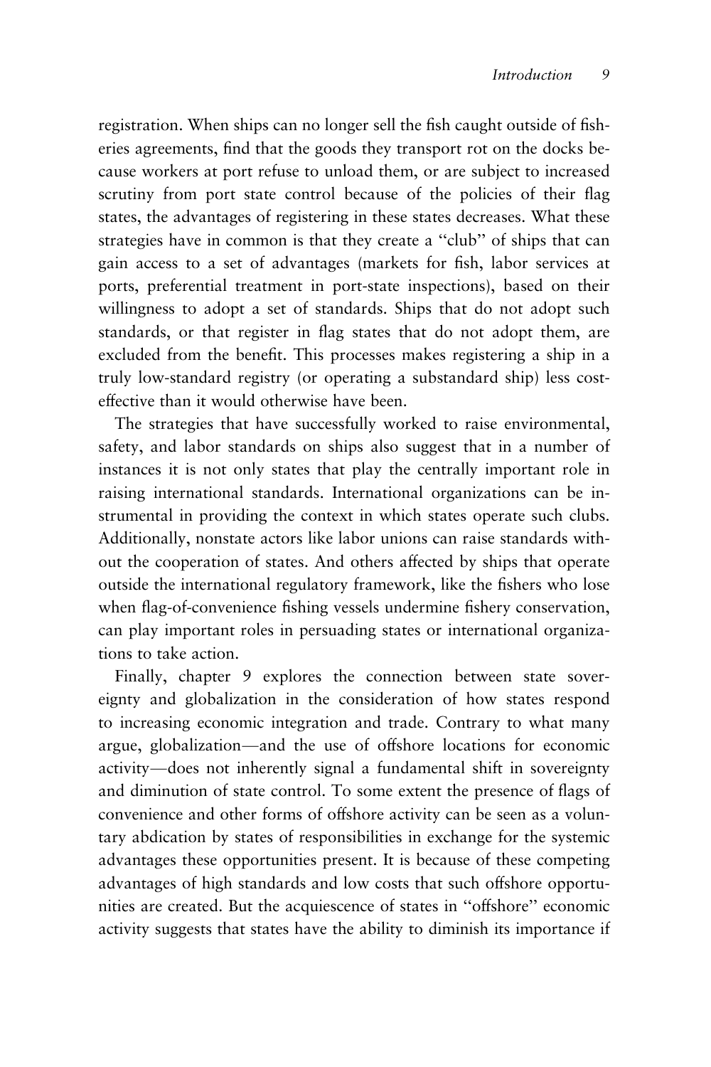registration. When ships can no longer sell the fish caught outside of fisheries agreements, find that the goods they transport rot on the docks because workers at port refuse to unload them, or are subject to increased scrutiny from port state control because of the policies of their flag states, the advantages of registering in these states decreases. What these strategies have in common is that they create a "club" of ships that can gain access to a set of advantages (markets for fish, labor services at ports, preferential treatment in port-state inspections), based on their willingness to adopt a set of standards. Ships that do not adopt such standards, or that register in flag states that do not adopt them, are excluded from the benefit. This processes makes registering a ship in a truly low-standard registry (or operating a substandard ship) less cost-effective than it would otherwise have been.

The strategies that have successfully worked to raise environmental, safety, and labor standards on ships also suggest that in a number of instances it is not only states that play the centrally important role in raising international standards. International organizations can be instrumental in providing the context in which states operate such clubs. Additionally, nonstate actors like labor unions can raise standards without the cooperation of states. And others affected by ships that operate outside the international regulatory framework, like the fishers who lose when flag-of-convenience fishing vessels undermine fishery conservation, can play important roles in persuading states or international organizations to take action.

Finally, chapter 9 explores the connection between state sovereignty and globalization in the consideration of how states respond to increasing economic integration and trade. Contrary to what many argue, globalization—and the use of offshore locations for economic activity—does not inherently signal a fundamental shift in sovereignty and diminution of state control. To some extent the presence of flags of convenience and other forms of offshore activity can be seen as a voluntary abdication by states of responsibilities in exchange for the systemic advantages these opportunities present. It is because of these competing advantages of high standards and low costs that such offshore opportunities are created. But the acquiescence of states in "offshore" economic activity suggests that states have the ability to diminish its importance if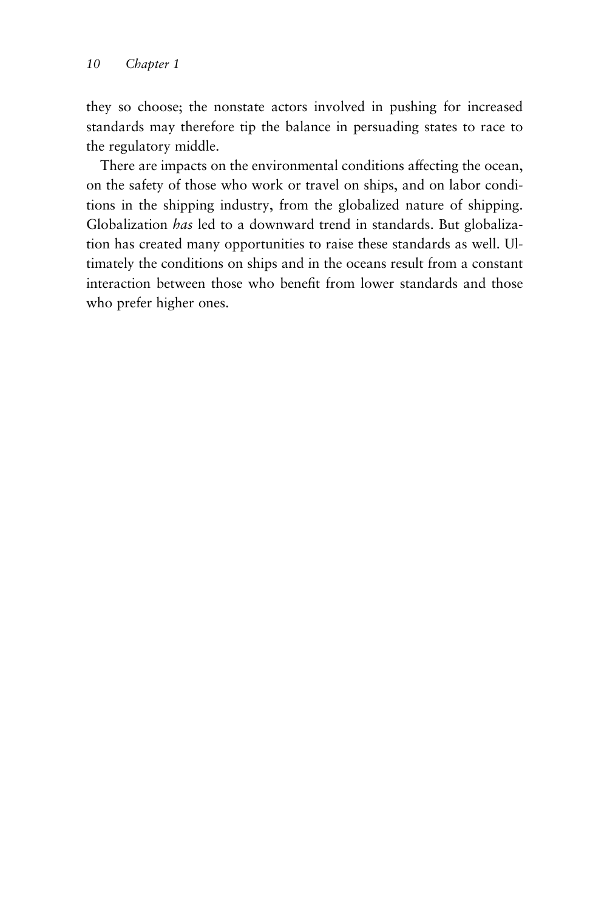they so choose; the nonstate actors involved in pushing for increased standards may therefore tip the balance in persuading states to race to the regulatory middle.

There are impacts on the environmental conditions affecting the ocean, on the safety of those who work or travel on ships, and on labor conditions in the shipping industry, from the globalized nature of shipping. Globalization *has* led to a downward trend in standards. But globalization has created many opportunities to raise these standards as well. Ultimately the conditions on ships and in the oceans result from a constant interaction between those who benefit from lower standards and those who prefer higher ones.